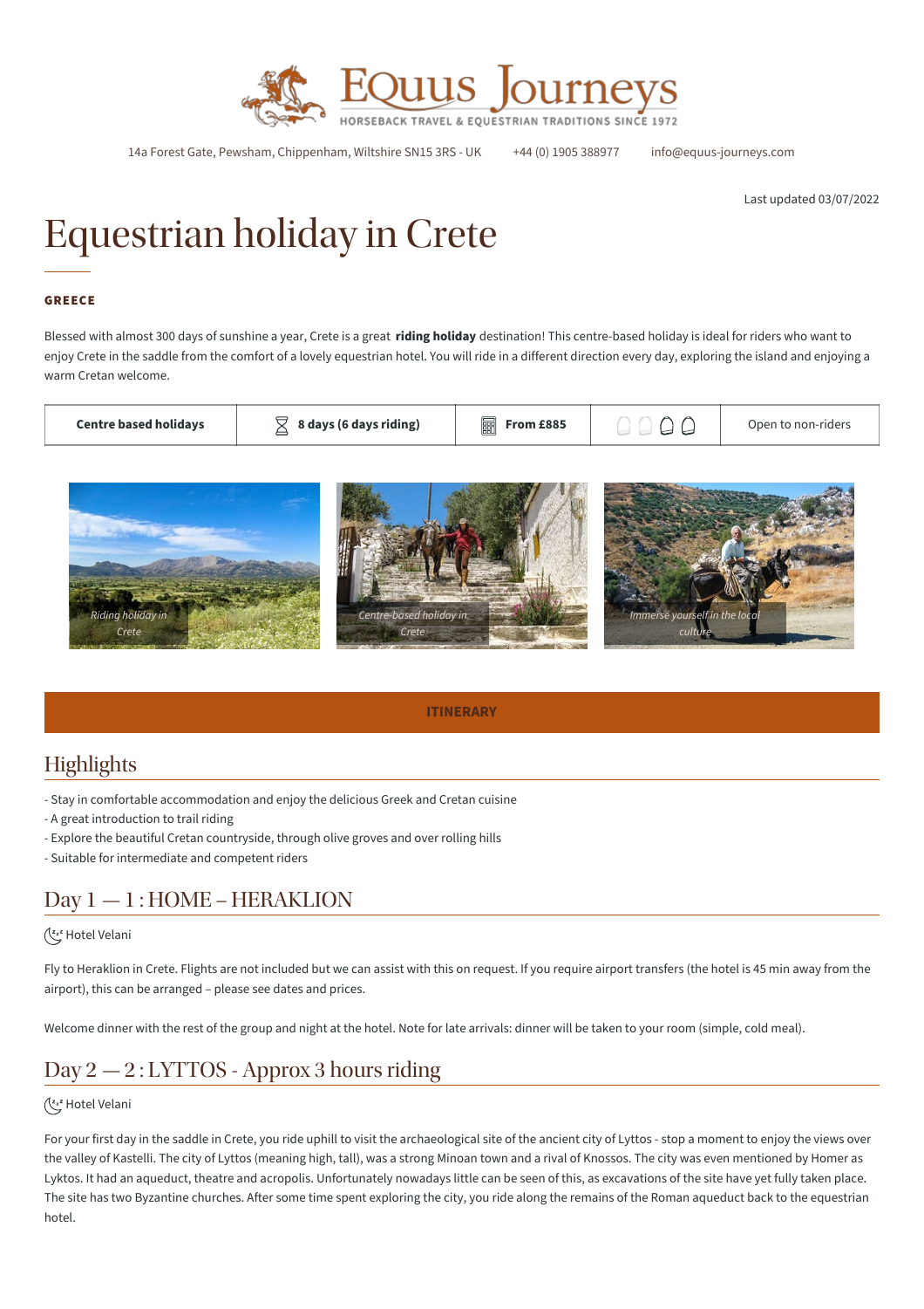EQuus Journeys

HORSEBACK TRAVEL & EQUESTRIAN TRADITIONS SINCE 1972

14a Forest Gate, Pewsham, Chippenham, Wiltshire SN15 3RS - UK    +44 (0) 1905 388977    info@equus-journeys.com

Last updated 03/07/2022

# Equestrian holiday in Crete

**GREECE**

Blessed with almost 300 days of sunshine a year, Crete is a great **riding holiday** destination! This centre-based holiday is ideal for riders who want to enjoy Crete in the saddle from the comfort of a lovely equestrian hotel. You will ride in a different direction every day, exploring the island and enjoying a warm Cretan welcome.

| Centre based holidays | 8 days (6 days riding) | From £885 | | Open to non-riders |
|---|---|---|---|---|

*Riding holiday in Crete*

*Centre-based holiday in Crete*

*Immerse yourself in the local culture*

**ITINERARY**

## Highlights

- Stay in comfortable accommodation and enjoy the delicious Greek and Cretan cuisine
- A great introduction to trail riding
- Explore the beautiful Cretan countryside, through olive groves and over rolling hills
- Suitable for intermediate and competent riders

## Day 1 — 1 : HOME – HERAKLION

Hotel Velani

Fly to Heraklion in Crete. Flights are not included but we can assist with this on request. If you require airport transfers (the hotel is 45 min away from the airport), this can be arranged – please see dates and prices.

Welcome dinner with the rest of the group and night at the hotel. Note for late arrivals: dinner will be taken to your room (simple, cold meal).

## Day 2 — 2 : LYTTOS - Approx 3 hours riding

Hotel Velani

For your first day in the saddle in Crete, you ride uphill to visit the archaeological site of the ancient city of Lyttos - stop a moment to enjoy the views over the valley of Kastelli. The city of Lyttos (meaning high, tall), was a strong Minoan town and a rival of Knossos. The city was even mentioned by Homer as Lyktos. It had an aqueduct, theatre and acropolis. Unfortunately nowadays little can be seen of this, as excavations of the site have yet fully taken place. The site has two Byzantine churches. After some time spent exploring the city, you ride along the remains of the Roman aqueduct back to the equestrian hotel.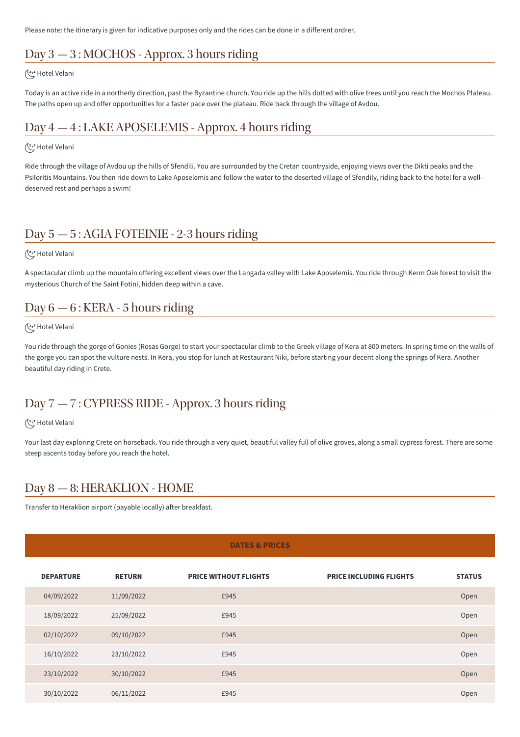Please note: the itinerary is given for indicative purposes only and the rides can be done in a different ordrer.

## Day 3 — 3 : MOCHOS - Approx. 3 hours riding

Hotel Velani

Today is an active ride in a northerly direction, past the Byzantine church. You ride up the hills dotted with olive trees until you reach the Mochos Plateau. The paths open up and offer opportunities for a faster pace over the plateau. Ride back through the village of Avdou.

## Day 4 — 4 : LAKE APOSELEMIS - Approx. 4 hours riding

Hotel Velani

Ride through the village of Avdou up the hills of Sfendili. You are surrounded by the Cretan countryside, enjoying views over the Dikti peaks and the Psiloritis Mountains. You then ride down to Lake Aposelemis and follow the water to the deserted village of Sfendily, riding back to the hotel for a well-deserved rest and perhaps a swim!

## Day 5 — 5 : AGIA FOTEINIE - 2-3 hours riding

Hotel Velani

A spectacular climb up the mountain offering excellent views over the Langada valley with Lake Aposelemis. You ride through Kerm Oak forest to visit the mysterious Church of the Saint Fotini, hidden deep within a cave.

## Day 6 — 6 : KERA - 5 hours riding

Hotel Velani

You ride through the gorge of Gonies (Rosas Gorge) to start your spectacular climb to the Greek village of Kera at 800 meters. In spring time on the walls of the gorge you can spot the vulture nests. In Kera, you stop for lunch at Restaurant Niki, before starting your decent along the springs of Kera. Another beautiful day riding in Crete.

## Day 7 — 7 : CYPRESS RIDE - Approx. 3 hours riding

Hotel Velani

Your last day exploring Crete on horseback. You ride through a very quiet, beautiful valley full of olive groves, along a small cypress forest. There are some steep ascents today before you reach the hotel.

## Day 8 — 8: HERAKLION - HOME

Transfer to Heraklion airport (payable locally) after breakfast.

**DATES & PRICES**

| DEPARTURE | RETURN | PRICE WITHOUT FLIGHTS | PRICE INCLUDING FLIGHTS | STATUS |
|---|---|---|---|---|
| 04/09/2022 | 11/09/2022 | £945 | | Open |
| 18/09/2022 | 25/09/2022 | £945 | | Open |
| 02/10/2022 | 09/10/2022 | £945 | | Open |
| 16/10/2022 | 23/10/2022 | £945 | | Open |
| 23/10/2022 | 30/10/2022 | £945 | | Open |
| 30/10/2022 | 06/11/2022 | £945 | | Open |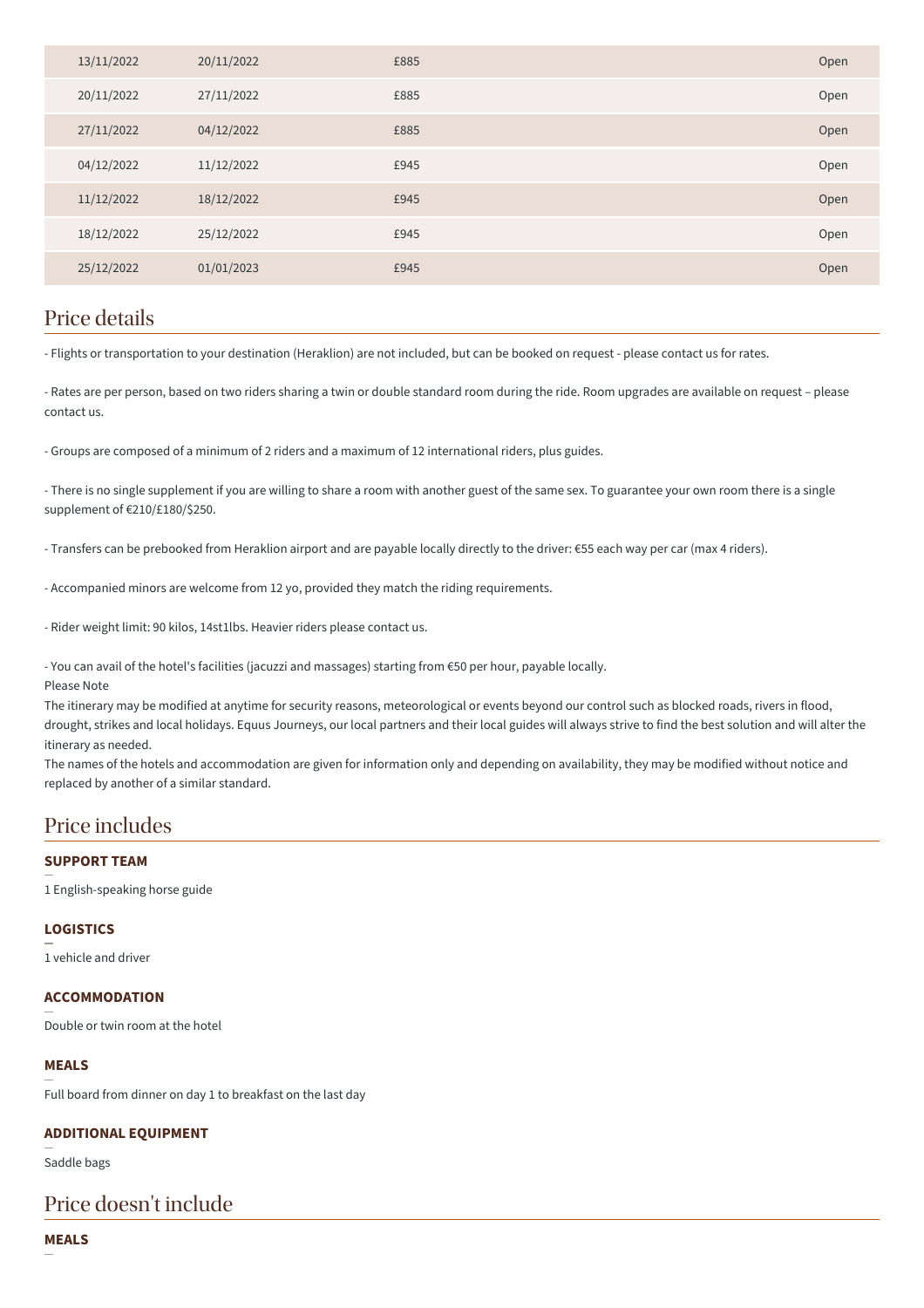| | | | |
|---|---|---|---|
| 13/11/2022 | 20/11/2022 | £885 | Open |
| 20/11/2022 | 27/11/2022 | £885 | Open |
| 27/11/2022 | 04/12/2022 | £885 | Open |
| 04/12/2022 | 11/12/2022 | £945 | Open |
| 11/12/2022 | 18/12/2022 | £945 | Open |
| 18/12/2022 | 25/12/2022 | £945 | Open |
| 25/12/2022 | 01/01/2023 | £945 | Open |

## Price details

- Flights or transportation to your destination (Heraklion) are not included, but can be booked on request - please contact us for rates.

- Rates are per person, based on two riders sharing a twin or double standard room during the ride. Room upgrades are available on request – please contact us.

- Groups are composed of a minimum of 2 riders and a maximum of 12 international riders, plus guides.

- There is no single supplement if you are willing to share a room with another guest of the same sex. To guarantee your own room there is a single supplement of €210/£180/$250.

- Transfers can be prebooked from Heraklion airport and are payable locally directly to the driver: €55 each way per car (max 4 riders).

- Accompanied minors are welcome from 12 yo, provided they match the riding requirements.

- Rider weight limit: 90 kilos, 14st1lbs. Heavier riders please contact us.

- You can avail of the hotel's facilities (jacuzzi and massages) starting from €50 per hour, payable locally.

Please Note

The itinerary may be modified at anytime for security reasons, meteorological or events beyond our control such as blocked roads, rivers in flood, drought, strikes and local holidays. Equus Journeys, our local partners and their local guides will always strive to find the best solution and will alter the itinerary as needed.

The names of the hotels and accommodation are given for information only and depending on availability, they may be modified without notice and replaced by another of a similar standard.

## Price includes

**SUPPORT TEAM**

1 English-speaking horse guide

**LOGISTICS**

1 vehicle and driver

**ACCOMMODATION**

Double or twin room at the hotel

**MEALS**

Full board from dinner on day 1 to breakfast on the last day

**ADDITIONAL EQUIPMENT**

Saddle bags

## Price doesn't include

**MEALS**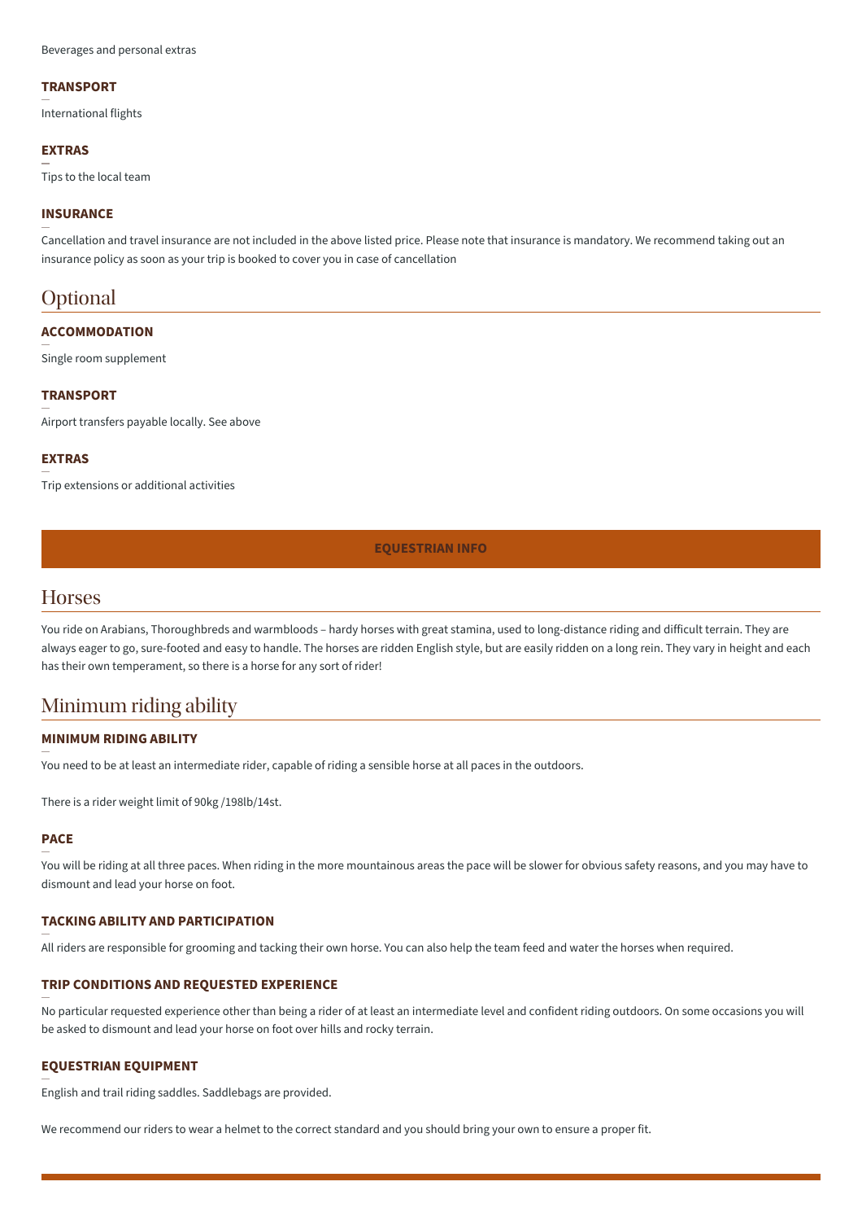Beverages and personal extras

**TRANSPORT**

International flights

**EXTRAS**

Tips to the local team

**INSURANCE**

Cancellation and travel insurance are not included in the above listed price. Please note that insurance is mandatory. We recommend taking out an insurance policy as soon as your trip is booked to cover you in case of cancellation

## Optional

**ACCOMMODATION**

Single room supplement

**TRANSPORT**

Airport transfers payable locally. See above

**EXTRAS**

Trip extensions or additional activities

**EQUESTRIAN INFO**

## Horses

You ride on Arabians, Thoroughbreds and warmbloods – hardy horses with great stamina, used to long-distance riding and difficult terrain. They are always eager to go, sure-footed and easy to handle. The horses are ridden English style, but are easily ridden on a long rein. They vary in height and each has their own temperament, so there is a horse for any sort of rider!

## Minimum riding ability

**MINIMUM RIDING ABILITY**

You need to be at least an intermediate rider, capable of riding a sensible horse at all paces in the outdoors.

There is a rider weight limit of 90kg /198lb/14st.

**PACE**

You will be riding at all three paces. When riding in the more mountainous areas the pace will be slower for obvious safety reasons, and you may have to dismount and lead your horse on foot.

**TACKING ABILITY AND PARTICIPATION**

All riders are responsible for grooming and tacking their own horse. You can also help the team feed and water the horses when required.

**TRIP CONDITIONS AND REQUESTED EXPERIENCE**

No particular requested experience other than being a rider of at least an intermediate level and confident riding outdoors. On some occasions you will be asked to dismount and lead your horse on foot over hills and rocky terrain.

**EQUESTRIAN EQUIPMENT**

English and trail riding saddles. Saddlebags are provided.

We recommend our riders to wear a helmet to the correct standard and you should bring your own to ensure a proper fit.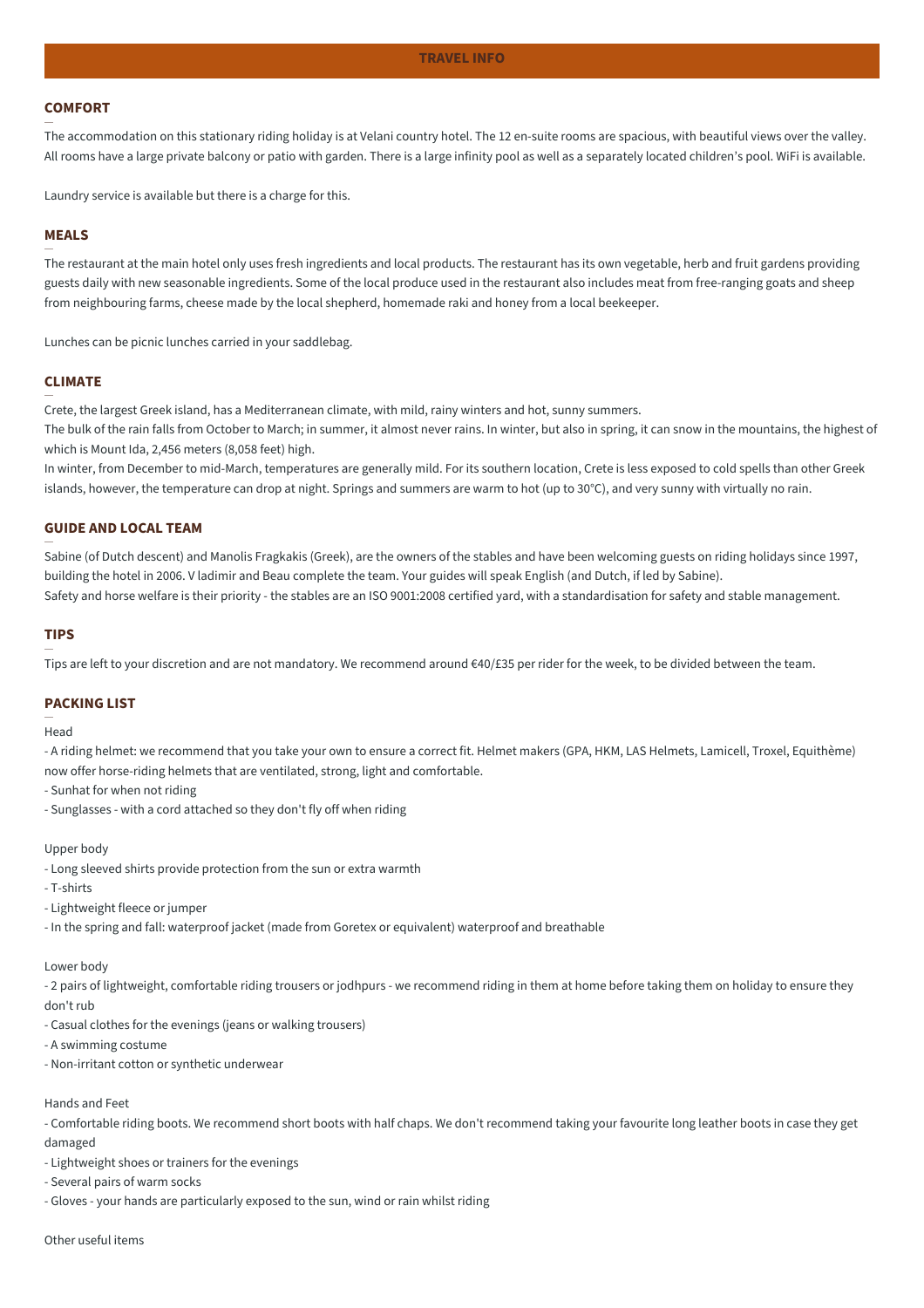## TRAVEL INFO

### COMFORT

The accommodation on this stationary riding holiday is at Velani country hotel. The 12 en-suite rooms are spacious, with beautiful views over the valley. All rooms have a large private balcony or patio with garden. There is a large infinity pool as well as a separately located children's pool. WiFi is available.

Laundry service is available but there is a charge for this.

### MEALS

The restaurant at the main hotel only uses fresh ingredients and local products. The restaurant has its own vegetable, herb and fruit gardens providing guests daily with new seasonable ingredients. Some of the local produce used in the restaurant also includes meat from free-ranging goats and sheep from neighbouring farms, cheese made by the local shepherd, homemade raki and honey from a local beekeeper.

Lunches can be picnic lunches carried in your saddlebag.

### CLIMATE

Crete, the largest Greek island, has a Mediterranean climate, with mild, rainy winters and hot, sunny summers.
The bulk of the rain falls from October to March; in summer, it almost never rains. In winter, but also in spring, it can snow in the mountains, the highest of which is Mount Ida, 2,456 meters (8,058 feet) high.
In winter, from December to mid-March, temperatures are generally mild. For its southern location, Crete is less exposed to cold spells than other Greek islands, however, the temperature can drop at night. Springs and summers are warm to hot (up to 30°C), and very sunny with virtually no rain.

### GUIDE AND LOCAL TEAM

Sabine (of Dutch descent) and Manolis Fragkakis (Greek), are the owners of the stables and have been welcoming guests on riding holidays since 1997, building the hotel in 2006. V ladimir and Beau complete the team. Your guides will speak English (and Dutch, if led by Sabine).
Safety and horse welfare is their priority - the stables are an ISO 9001:2008 certified yard, with a standardisation for safety and stable management.

### TIPS

Tips are left to your discretion and are not mandatory. We recommend around €40/£35 per rider for the week, to be divided between the team.

### PACKING LIST

Head

- A riding helmet: we recommend that you take your own to ensure a correct fit. Helmet makers (GPA, HKM, LAS Helmets, Lamicell, Troxel, Equithème) now offer horse-riding helmets that are ventilated, strong, light and comfortable.
- Sunhat for when not riding
- Sunglasses - with a cord attached so they don't fly off when riding

Upper body

- Long sleeved shirts provide protection from the sun or extra warmth
- T-shirts
- Lightweight fleece or jumper
- In the spring and fall: waterproof jacket (made from Goretex or equivalent) waterproof and breathable

Lower body

- 2 pairs of lightweight, comfortable riding trousers or jodhpurs - we recommend riding in them at home before taking them on holiday to ensure they don't rub
- Casual clothes for the evenings (jeans or walking trousers)
- A swimming costume
- Non-irritant cotton or synthetic underwear

Hands and Feet

- Comfortable riding boots. We recommend short boots with half chaps. We don't recommend taking your favourite long leather boots in case they get damaged
- Lightweight shoes or trainers for the evenings
- Several pairs of warm socks
- Gloves - your hands are particularly exposed to the sun, wind or rain whilst riding

Other useful items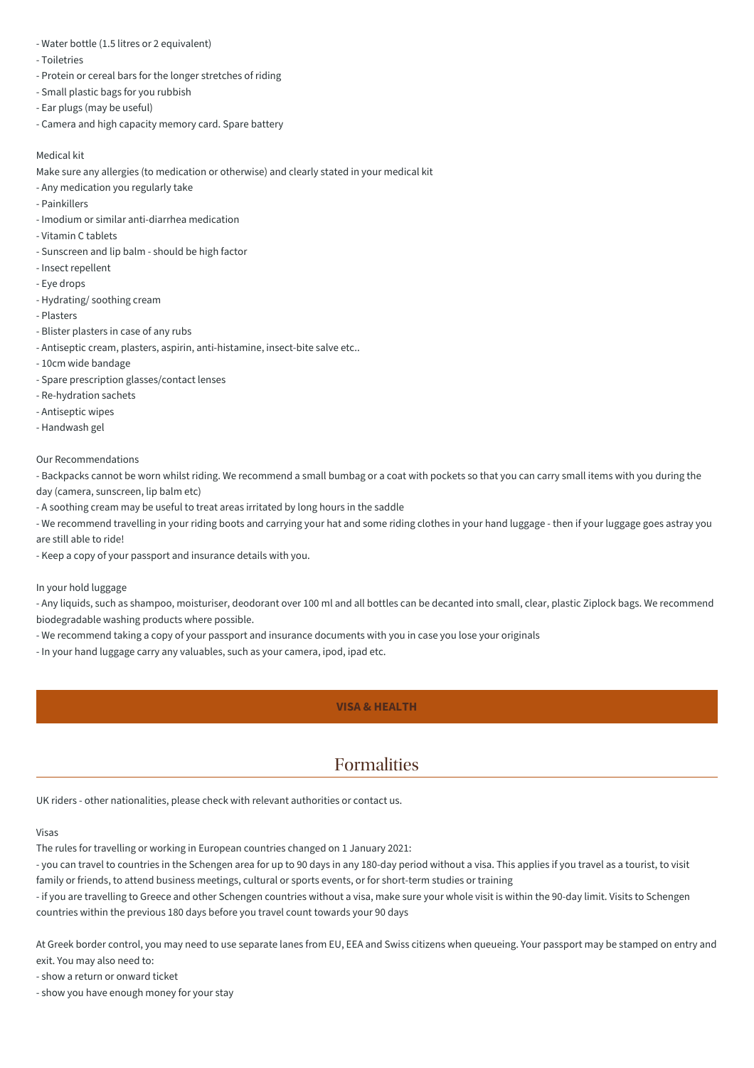- Water bottle (1.5 litres or 2 equivalent)
- Toiletries
- Protein or cereal bars for the longer stretches of riding
- Small plastic bags for you rubbish
- Ear plugs (may be useful)
- Camera and high capacity memory card. Spare battery

Medical kit

Make sure any allergies (to medication or otherwise) and clearly stated in your medical kit

- Any medication you regularly take
- Painkillers
- Imodium or similar anti-diarrhea medication
- Vitamin C tablets
- Sunscreen and lip balm - should be high factor
- Insect repellent
- Eye drops
- Hydrating/ soothing cream
- Plasters
- Blister plasters in case of any rubs
- Antiseptic cream, plasters, aspirin, anti-histamine, insect-bite salve etc..
- 10cm wide bandage
- Spare prescription glasses/contact lenses
- Re-hydration sachets
- Antiseptic wipes
- Handwash gel

Our Recommendations

- Backpacks cannot be worn whilst riding. We recommend a small bumbag or a coat with pockets so that you can carry small items with you during the day (camera, sunscreen, lip balm etc)
- A soothing cream may be useful to treat areas irritated by long hours in the saddle
- We recommend travelling in your riding boots and carrying your hat and some riding clothes in your hand luggage - then if your luggage goes astray you are still able to ride!
- Keep a copy of your passport and insurance details with you.

In your hold luggage

- Any liquids, such as shampoo, moisturiser, deodorant over 100 ml and all bottles can be decanted into small, clear, plastic Ziplock bags. We recommend biodegradable washing products where possible.
- We recommend taking a copy of your passport and insurance documents with you in case you lose your originals
- In your hand luggage carry any valuables, such as your camera, ipod, ipad etc.

**VISA & HEALTH**

## Formalities

UK riders - other nationalities, please check with relevant authorities or contact us.

Visas

The rules for travelling or working in European countries changed on 1 January 2021:

- you can travel to countries in the Schengen area for up to 90 days in any 180-day period without a visa. This applies if you travel as a tourist, to visit family or friends, to attend business meetings, cultural or sports events, or for short-term studies or training
- if you are travelling to Greece and other Schengen countries without a visa, make sure your whole visit is within the 90-day limit. Visits to Schengen countries within the previous 180 days before you travel count towards your 90 days

At Greek border control, you may need to use separate lanes from EU, EEA and Swiss citizens when queueing. Your passport may be stamped on entry and exit. You may also need to:

- show a return or onward ticket
- show you have enough money for your stay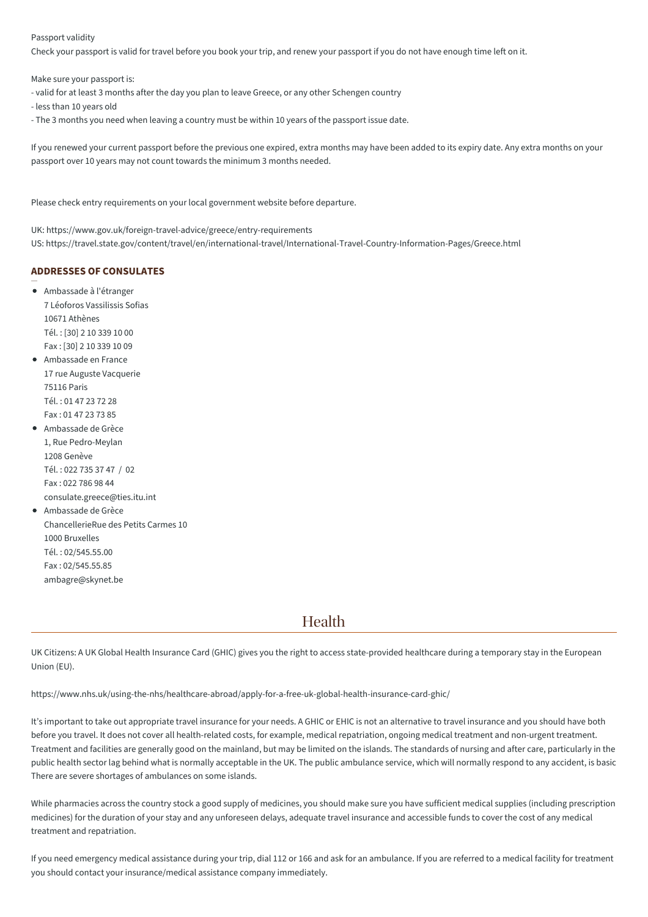Passport validity

Check your passport is valid for travel before you book your trip, and renew your passport if you do not have enough time left on it.

Make sure your passport is:

- valid for at least 3 months after the day you plan to leave Greece, or any other Schengen country
- less than 10 years old
- The 3 months you need when leaving a country must be within 10 years of the passport issue date.

If you renewed your current passport before the previous one expired, extra months may have been added to its expiry date. Any extra months on your passport over 10 years may not count towards the minimum 3 months needed.

Please check entry requirements on your local government website before departure.

UK: https://www.gov.uk/foreign-travel-advice/greece/entry-requirements
US: https://travel.state.gov/content/travel/en/international-travel/International-Travel-Country-Information-Pages/Greece.html

### ADDRESSES OF CONSULATES

- Ambassade à l'étranger
  7 Léoforos Vassilissis Sofias
  10671 Athènes
  Tél. : [30] 2 10 339 10 00
  Fax : [30] 2 10 339 10 09
- Ambassade en France
  17 rue Auguste Vacquerie
  75116 Paris
  Tél. : 01 47 23 72 28
  Fax : 01 47 23 73 85
- Ambassade de Grèce
  1, Rue Pedro-Meylan
  1208 Genève
  Tél. : 022 735 37 47 / 02
  Fax : 022 786 98 44
  consulate.greece@ties.itu.int
- Ambassade de Grèce
  ChancellerieRue des Petits Carmes 10
  1000 Bruxelles
  Tél. : 02/545.55.00
  Fax : 02/545.55.85
  ambagre@skynet.be

## Health

UK Citizens: A UK Global Health Insurance Card (GHIC) gives you the right to access state-provided healthcare during a temporary stay in the European Union (EU).

https://www.nhs.uk/using-the-nhs/healthcare-abroad/apply-for-a-free-uk-global-health-insurance-card-ghic/

It's important to take out appropriate travel insurance for your needs. A GHIC or EHIC is not an alternative to travel insurance and you should have both before you travel. It does not cover all health-related costs, for example, medical repatriation, ongoing medical treatment and non-urgent treatment. Treatment and facilities are generally good on the mainland, but may be limited on the islands. The standards of nursing and after care, particularly in the public health sector lag behind what is normally acceptable in the UK. The public ambulance service, which will normally respond to any accident, is basic There are severe shortages of ambulances on some islands.

While pharmacies across the country stock a good supply of medicines, you should make sure you have sufficient medical supplies (including prescription medicines) for the duration of your stay and any unforeseen delays, adequate travel insurance and accessible funds to cover the cost of any medical treatment and repatriation.

If you need emergency medical assistance during your trip, dial 112 or 166 and ask for an ambulance. If you are referred to a medical facility for treatment you should contact your insurance/medical assistance company immediately.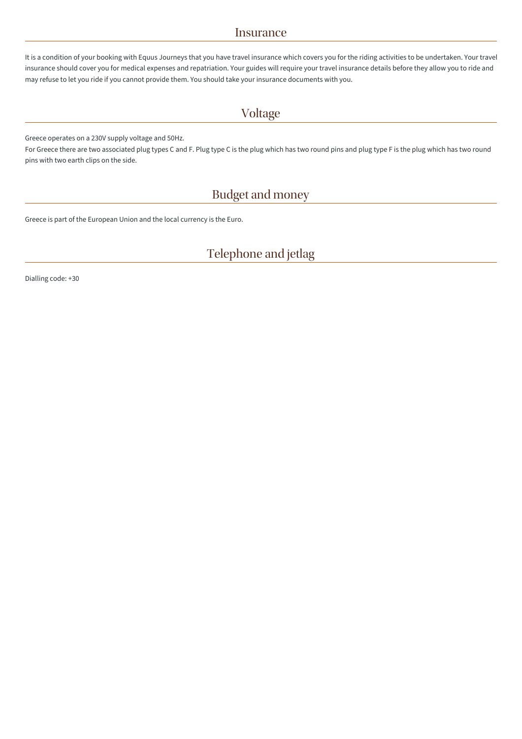## Insurance

It is a condition of your booking with Equus Journeys that you have travel insurance which covers you for the riding activities to be undertaken. Your travel insurance should cover you for medical expenses and repatriation. Your guides will require your travel insurance details before they allow you to ride and may refuse to let you ride if you cannot provide them. You should take your insurance documents with you.

## Voltage

Greece operates on a 230V supply voltage and 50Hz.

For Greece there are two associated plug types C and F. Plug type C is the plug which has two round pins and plug type F is the plug which has two round pins with two earth clips on the side.

## Budget and money

Greece is part of the European Union and the local currency is the Euro.

## Telephone and jetlag

Dialling code: +30